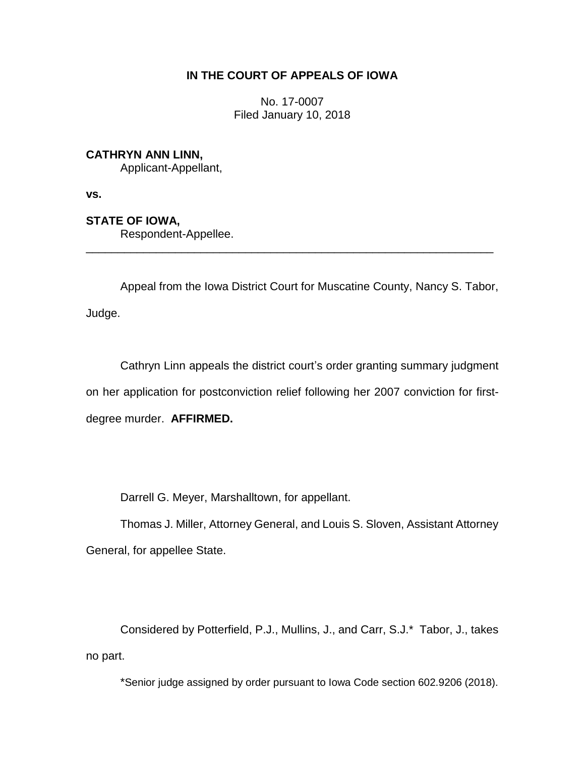**IN THE COURT OF APPEALS OF IOWA**

No. 17-0007
Filed January 10, 2018

**CATHRYN ANN LINN,**
Applicant-Appellant,

**vs.**

**STATE OF IOWA,**
Respondent-Appellee.

---

Appeal from the Iowa District Court for Muscatine County, Nancy S. Tabor, Judge.

Cathryn Linn appeals the district court's order granting summary judgment on her application for postconviction relief following her 2007 conviction for first-degree murder. **AFFIRMED.**

Darrell G. Meyer, Marshalltown, for appellant.

Thomas J. Miller, Attorney General, and Louis S. Sloven, Assistant Attorney General, for appellee State.

Considered by Potterfield, P.J., Mullins, J., and Carr, S.J.* Tabor, J., takes no part.

*Senior judge assigned by order pursuant to Iowa Code section 602.9206 (2018).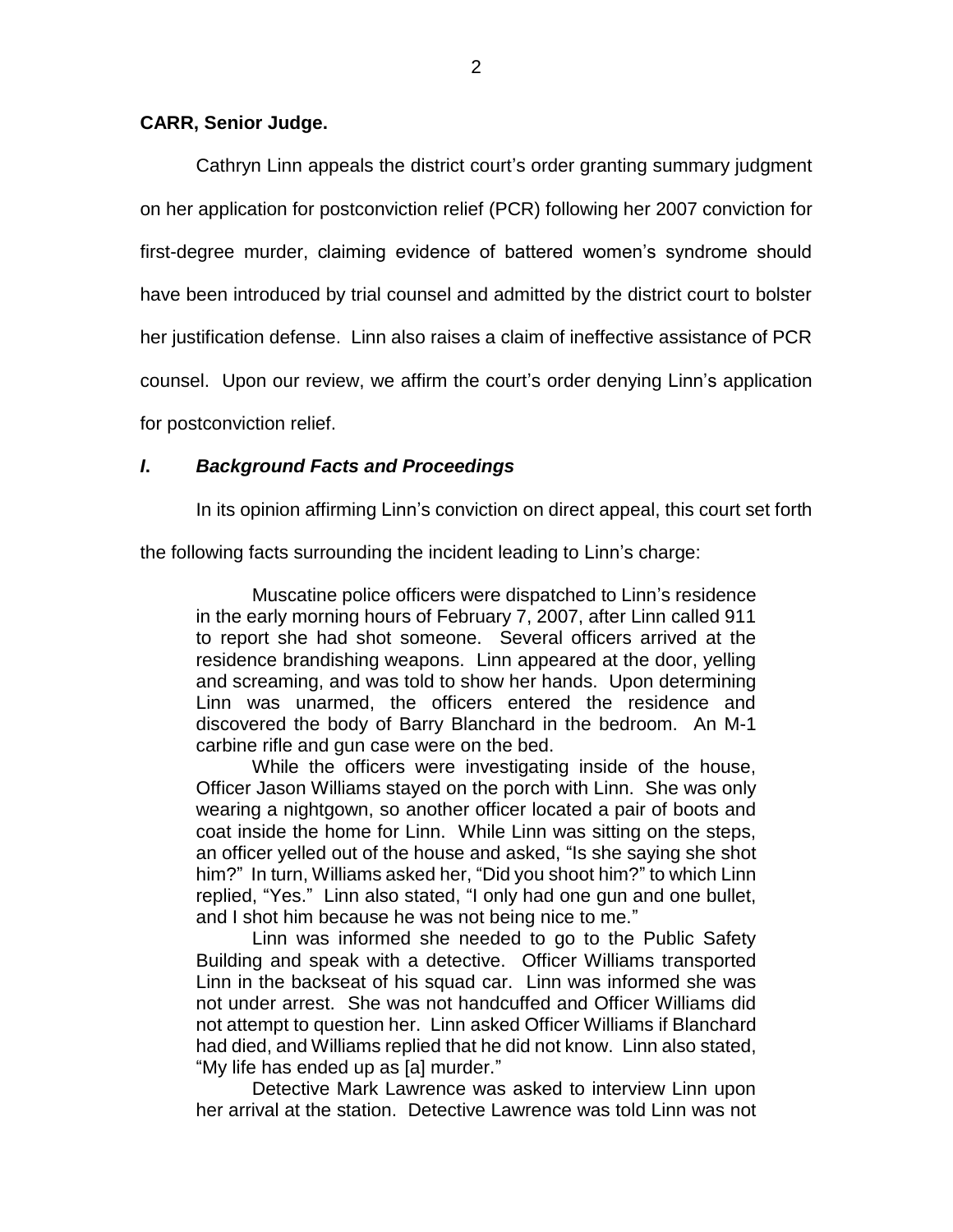**CARR, Senior Judge.**

Cathryn Linn appeals the district court's order granting summary judgment on her application for postconviction relief (PCR) following her 2007 conviction for first-degree murder, claiming evidence of battered women's syndrome should have been introduced by trial counsel and admitted by the district court to bolster her justification defense. Linn also raises a claim of ineffective assistance of PCR counsel. Upon our review, we affirm the court's order denying Linn's application for postconviction relief.

## *I. Background Facts and Proceedings*

In its opinion affirming Linn's conviction on direct appeal, this court set forth the following facts surrounding the incident leading to Linn's charge:

> Muscatine police officers were dispatched to Linn's residence in the early morning hours of February 7, 2007, after Linn called 911 to report she had shot someone. Several officers arrived at the residence brandishing weapons. Linn appeared at the door, yelling and screaming, and was told to show her hands. Upon determining Linn was unarmed, the officers entered the residence and discovered the body of Barry Blanchard in the bedroom. An M-1 carbine rifle and gun case were on the bed.
>
> While the officers were investigating inside of the house, Officer Jason Williams stayed on the porch with Linn. She was only wearing a nightgown, so another officer located a pair of boots and coat inside the home for Linn. While Linn was sitting on the steps, an officer yelled out of the house and asked, "Is she saying she shot him?" In turn, Williams asked her, "Did you shoot him?" to which Linn replied, "Yes." Linn also stated, "I only had one gun and one bullet, and I shot him because he was not being nice to me."
>
> Linn was informed she needed to go to the Public Safety Building and speak with a detective. Officer Williams transported Linn in the backseat of his squad car. Linn was informed she was not under arrest. She was not handcuffed and Officer Williams did not attempt to question her. Linn asked Officer Williams if Blanchard had died, and Williams replied that he did not know. Linn also stated, "My life has ended up as [a] murder."
>
> Detective Mark Lawrence was asked to interview Linn upon her arrival at the station. Detective Lawrence was told Linn was not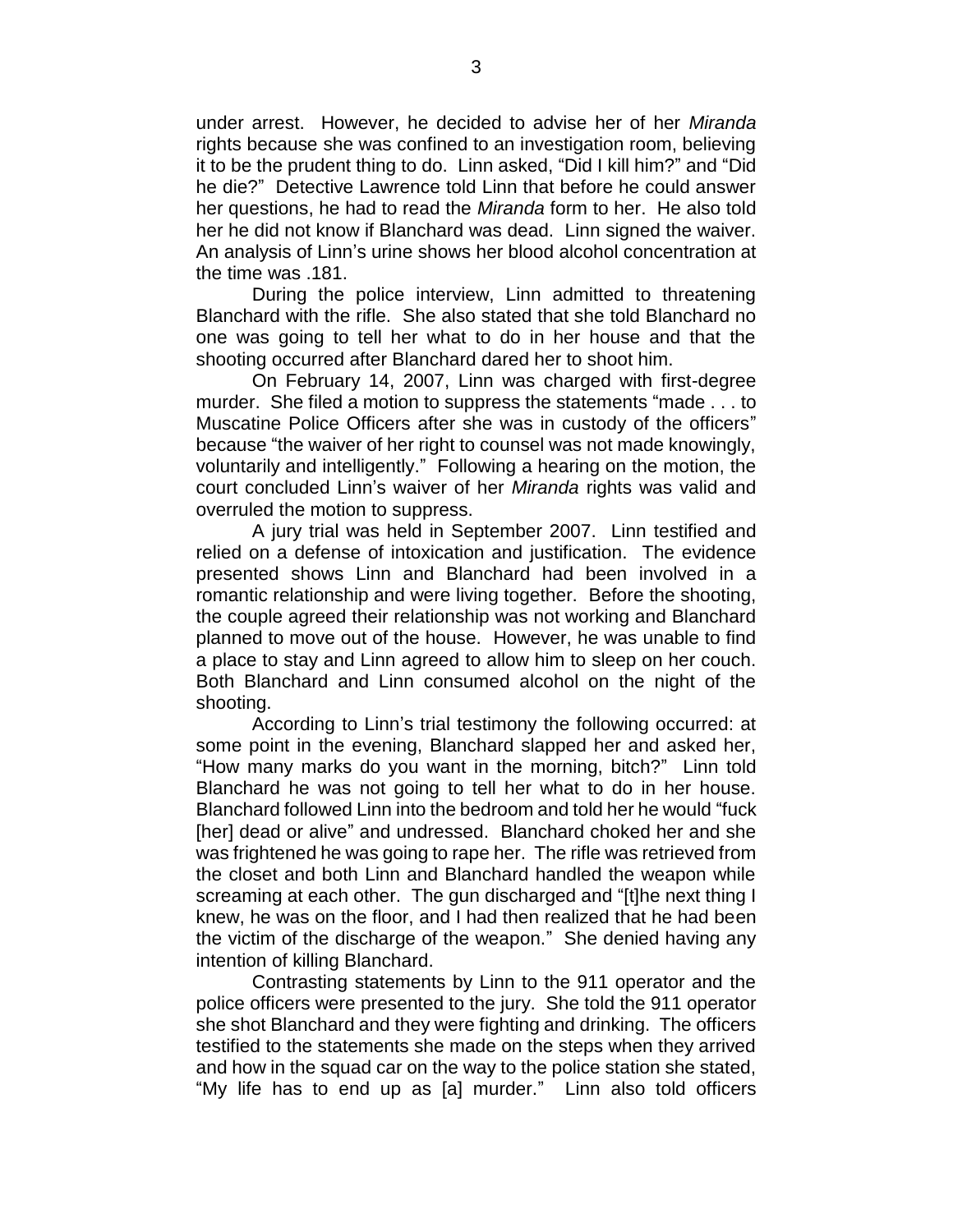under arrest. However, he decided to advise her of her *Miranda* rights because she was confined to an investigation room, believing it to be the prudent thing to do. Linn asked, "Did I kill him?" and "Did he die?" Detective Lawrence told Linn that before he could answer her questions, he had to read the *Miranda* form to her. He also told her he did not know if Blanchard was dead. Linn signed the waiver. An analysis of Linn's urine shows her blood alcohol concentration at the time was .181.

During the police interview, Linn admitted to threatening Blanchard with the rifle. She also stated that she told Blanchard no one was going to tell her what to do in her house and that the shooting occurred after Blanchard dared her to shoot him.

On February 14, 2007, Linn was charged with first-degree murder. She filed a motion to suppress the statements "made . . . to Muscatine Police Officers after she was in custody of the officers" because "the waiver of her right to counsel was not made knowingly, voluntarily and intelligently." Following a hearing on the motion, the court concluded Linn's waiver of her *Miranda* rights was valid and overruled the motion to suppress.

A jury trial was held in September 2007. Linn testified and relied on a defense of intoxication and justification. The evidence presented shows Linn and Blanchard had been involved in a romantic relationship and were living together. Before the shooting, the couple agreed their relationship was not working and Blanchard planned to move out of the house. However, he was unable to find a place to stay and Linn agreed to allow him to sleep on her couch. Both Blanchard and Linn consumed alcohol on the night of the shooting.

According to Linn's trial testimony the following occurred: at some point in the evening, Blanchard slapped her and asked her, "How many marks do you want in the morning, bitch?" Linn told Blanchard he was not going to tell her what to do in her house. Blanchard followed Linn into the bedroom and told her he would "fuck [her] dead or alive" and undressed. Blanchard choked her and she was frightened he was going to rape her. The rifle was retrieved from the closet and both Linn and Blanchard handled the weapon while screaming at each other. The gun discharged and "[t]he next thing I knew, he was on the floor, and I had then realized that he had been the victim of the discharge of the weapon." She denied having any intention of killing Blanchard.

Contrasting statements by Linn to the 911 operator and the police officers were presented to the jury. She told the 911 operator she shot Blanchard and they were fighting and drinking. The officers testified to the statements she made on the steps when they arrived and how in the squad car on the way to the police station she stated, "My life has to end up as [a] murder." Linn also told officers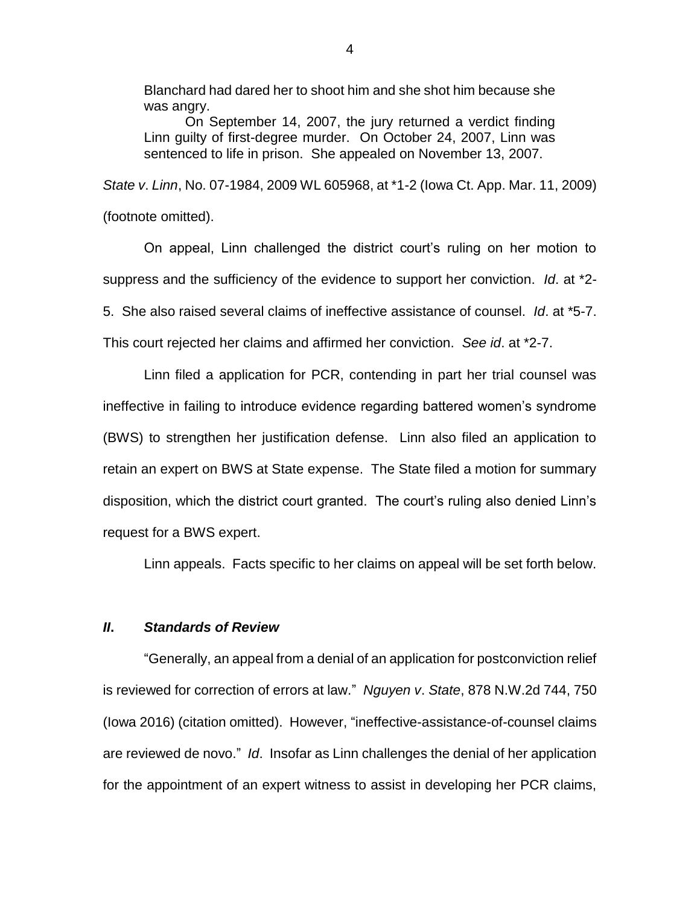> Blanchard had dared her to shoot him and she shot him because she was angry.
>
> On September 14, 2007, the jury returned a verdict finding Linn guilty of first-degree murder. On October 24, 2007, Linn was sentenced to life in prison. She appealed on November 13, 2007.

*State v. Linn*, No. 07-1984, 2009 WL 605968, at \*1-2 (Iowa Ct. App. Mar. 11, 2009) (footnote omitted).

On appeal, Linn challenged the district court's ruling on her motion to suppress and the sufficiency of the evidence to support her conviction. *Id*. at \*2-5. She also raised several claims of ineffective assistance of counsel. *Id*. at \*5-7. This court rejected her claims and affirmed her conviction. *See id*. at \*2-7.

Linn filed a application for PCR, contending in part her trial counsel was ineffective in failing to introduce evidence regarding battered women's syndrome (BWS) to strengthen her justification defense. Linn also filed an application to retain an expert on BWS at State expense. The State filed a motion for summary disposition, which the district court granted. The court's ruling also denied Linn's request for a BWS expert.

Linn appeals. Facts specific to her claims on appeal will be set forth below.

## ***II. Standards of Review***

"Generally, an appeal from a denial of an application for postconviction relief is reviewed for correction of errors at law." *Nguyen v. State*, 878 N.W.2d 744, 750 (Iowa 2016) (citation omitted). However, "ineffective-assistance-of-counsel claims are reviewed de novo." *Id*. Insofar as Linn challenges the denial of her application for the appointment of an expert witness to assist in developing her PCR claims,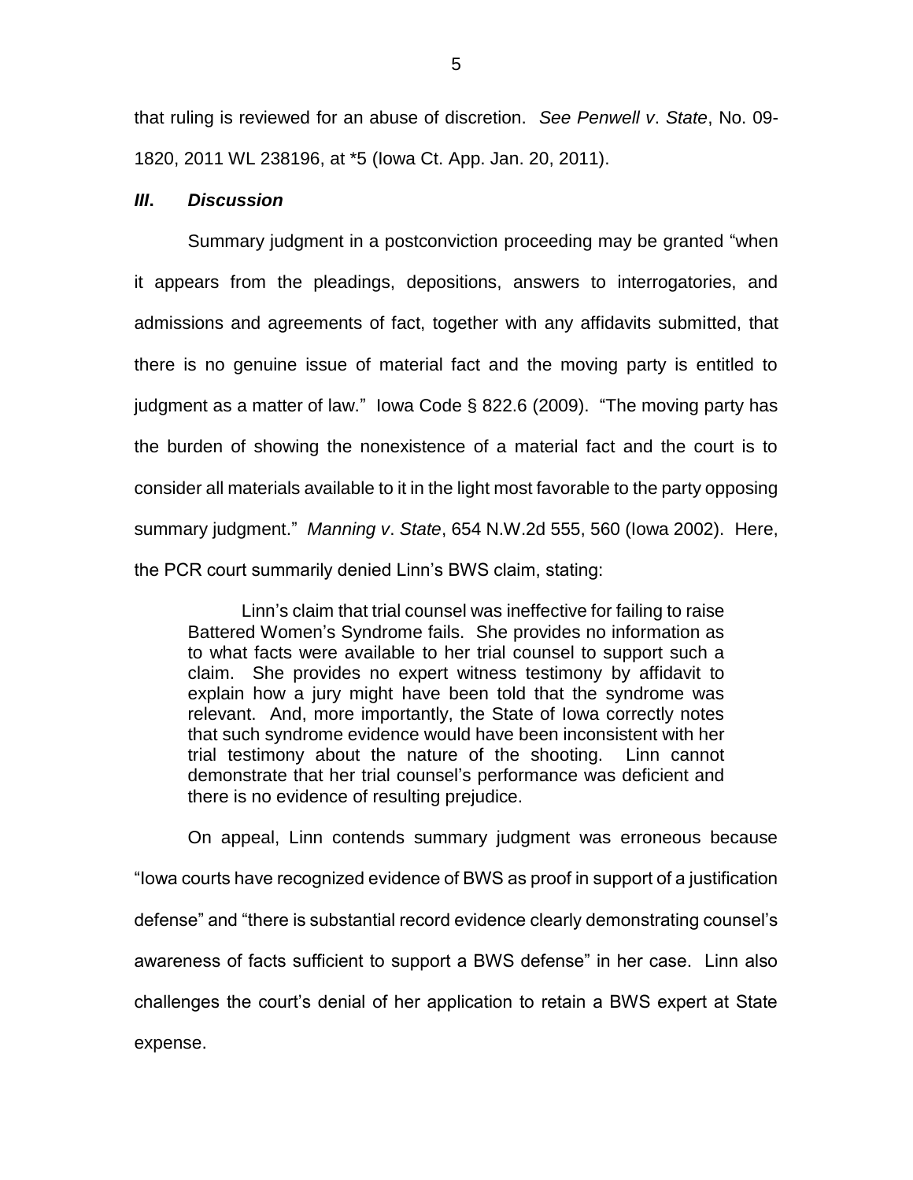that ruling is reviewed for an abuse of discretion. *See Penwell v. State*, No. 09-1820, 2011 WL 238196, at *5 (Iowa Ct. App. Jan. 20, 2011).

### *III. Discussion*

Summary judgment in a postconviction proceeding may be granted "when it appears from the pleadings, depositions, answers to interrogatories, and admissions and agreements of fact, together with any affidavits submitted, that there is no genuine issue of material fact and the moving party is entitled to judgment as a matter of law." Iowa Code § 822.6 (2009). "The moving party has the burden of showing the nonexistence of a material fact and the court is to consider all materials available to it in the light most favorable to the party opposing summary judgment." *Manning v. State*, 654 N.W.2d 555, 560 (Iowa 2002). Here, the PCR court summarily denied Linn's BWS claim, stating:

> Linn's claim that trial counsel was ineffective for failing to raise Battered Women's Syndrome fails. She provides no information as to what facts were available to her trial counsel to support such a claim. She provides no expert witness testimony by affidavit to explain how a jury might have been told that the syndrome was relevant. And, more importantly, the State of Iowa correctly notes that such syndrome evidence would have been inconsistent with her trial testimony about the nature of the shooting. Linn cannot demonstrate that her trial counsel's performance was deficient and there is no evidence of resulting prejudice.

On appeal, Linn contends summary judgment was erroneous because "Iowa courts have recognized evidence of BWS as proof in support of a justification defense" and "there is substantial record evidence clearly demonstrating counsel's awareness of facts sufficient to support a BWS defense" in her case. Linn also challenges the court's denial of her application to retain a BWS expert at State expense.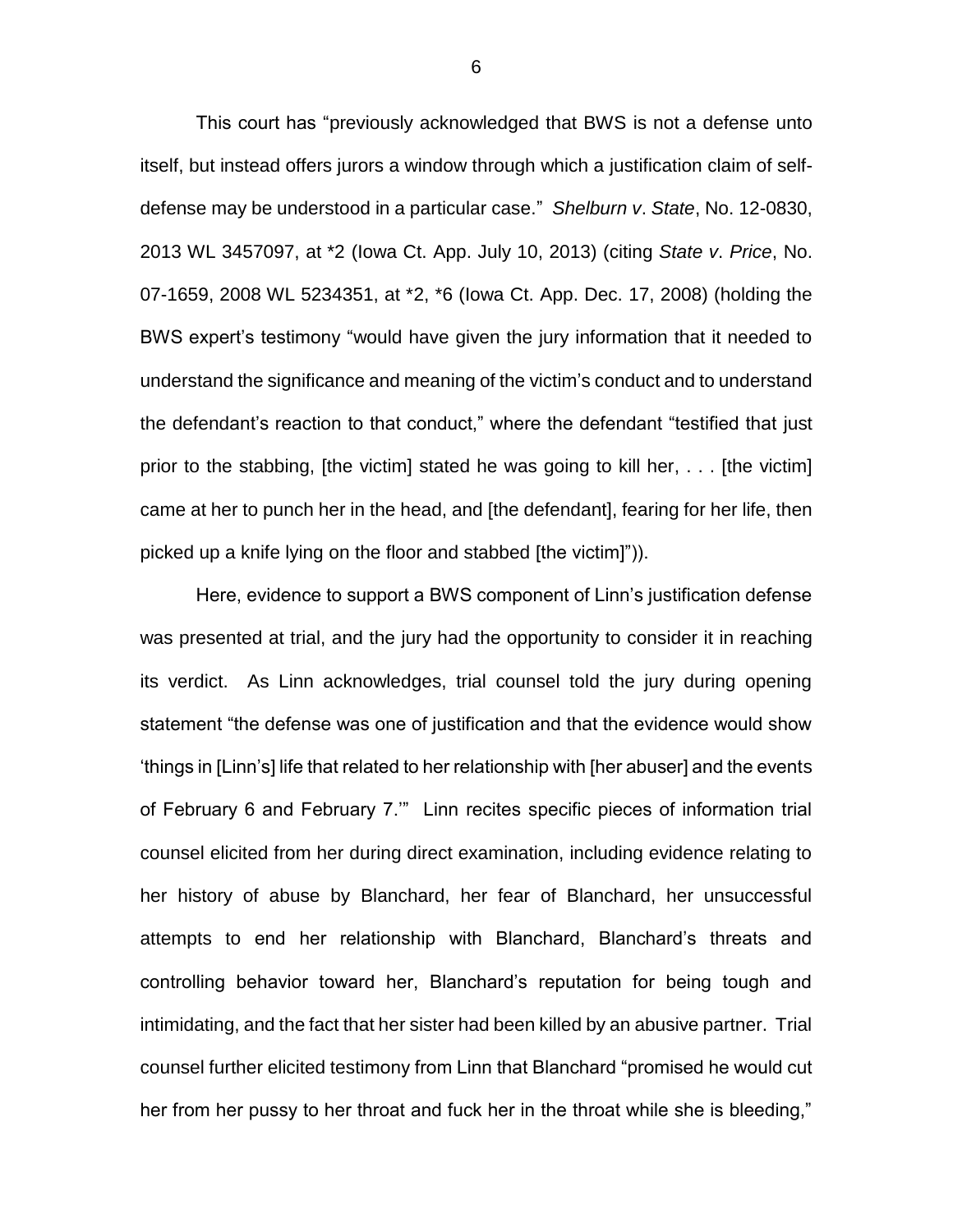This court has "previously acknowledged that BWS is not a defense unto itself, but instead offers jurors a window through which a justification claim of self-defense may be understood in a particular case." *Shelburn v. State*, No. 12-0830, 2013 WL 3457097, at *2 (Iowa Ct. App. July 10, 2013) (citing *State v. Price*, No. 07-1659, 2008 WL 5234351, at *2, *6 (Iowa Ct. App. Dec. 17, 2008) (holding the BWS expert's testimony "would have given the jury information that it needed to understand the significance and meaning of the victim's conduct and to understand the defendant's reaction to that conduct," where the defendant "testified that just prior to the stabbing, [the victim] stated he was going to kill her, . . . [the victim] came at her to punch her in the head, and [the defendant], fearing for her life, then picked up a knife lying on the floor and stabbed [the victim]")).

Here, evidence to support a BWS component of Linn's justification defense was presented at trial, and the jury had the opportunity to consider it in reaching its verdict. As Linn acknowledges, trial counsel told the jury during opening statement "the defense was one of justification and that the evidence would show 'things in [Linn's] life that related to her relationship with [her abuser] and the events of February 6 and February 7.'" Linn recites specific pieces of information trial counsel elicited from her during direct examination, including evidence relating to her history of abuse by Blanchard, her fear of Blanchard, her unsuccessful attempts to end her relationship with Blanchard, Blanchard's threats and controlling behavior toward her, Blanchard's reputation for being tough and intimidating, and the fact that her sister had been killed by an abusive partner. Trial counsel further elicited testimony from Linn that Blanchard "promised he would cut her from her pussy to her throat and fuck her in the throat while she is bleeding,"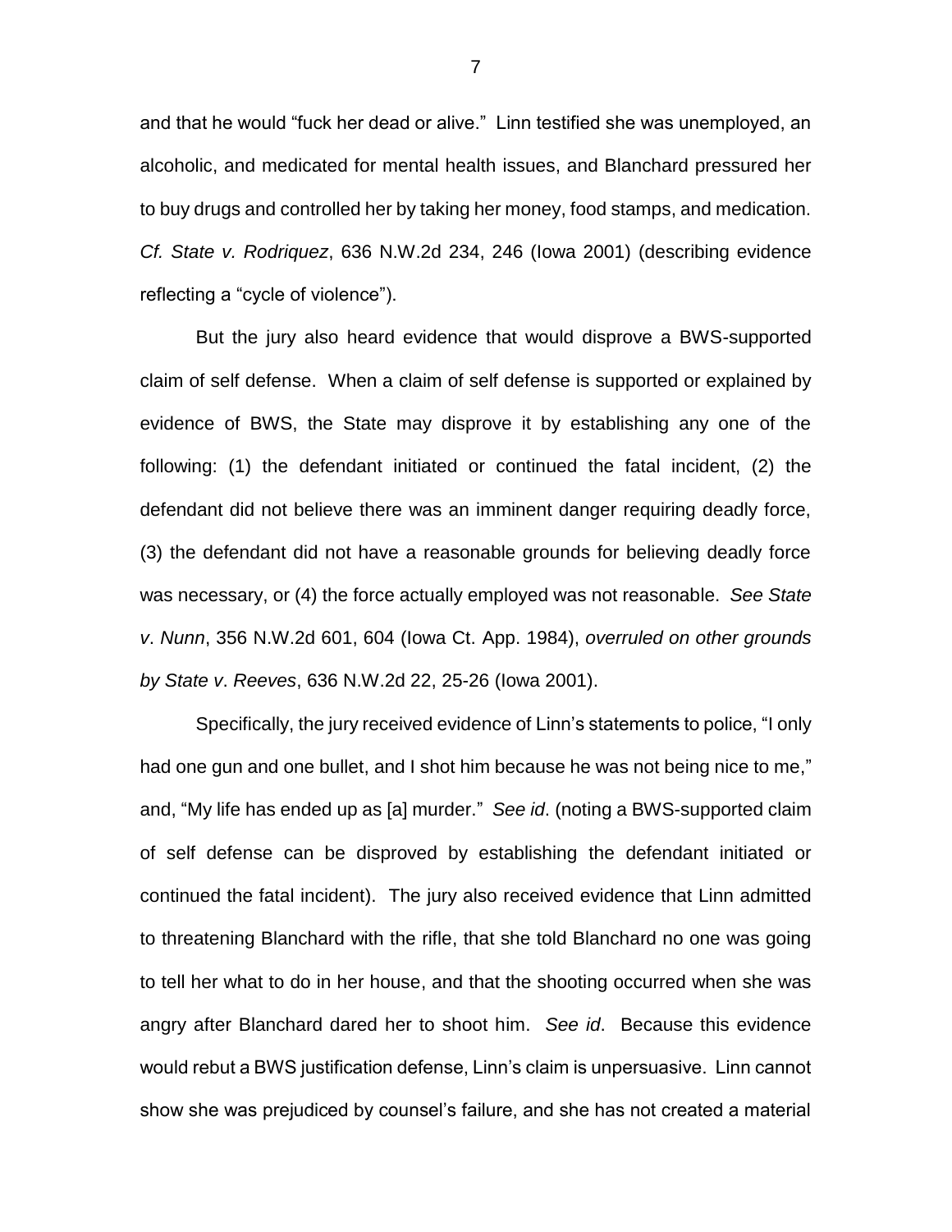and that he would "fuck her dead or alive." Linn testified she was unemployed, an alcoholic, and medicated for mental health issues, and Blanchard pressured her to buy drugs and controlled her by taking her money, food stamps, and medication. *Cf. State v. Rodriquez*, 636 N.W.2d 234, 246 (Iowa 2001) (describing evidence reflecting a "cycle of violence").

But the jury also heard evidence that would disprove a BWS-supported claim of self defense. When a claim of self defense is supported or explained by evidence of BWS, the State may disprove it by establishing any one of the following: (1) the defendant initiated or continued the fatal incident, (2) the defendant did not believe there was an imminent danger requiring deadly force, (3) the defendant did not have a reasonable grounds for believing deadly force was necessary, or (4) the force actually employed was not reasonable. *See State v. Nunn*, 356 N.W.2d 601, 604 (Iowa Ct. App. 1984), *overruled on other grounds by State v. Reeves*, 636 N.W.2d 22, 25-26 (Iowa 2001).

Specifically, the jury received evidence of Linn's statements to police, "I only had one gun and one bullet, and I shot him because he was not being nice to me," and, "My life has ended up as [a] murder." *See id*. (noting a BWS-supported claim of self defense can be disproved by establishing the defendant initiated or continued the fatal incident). The jury also received evidence that Linn admitted to threatening Blanchard with the rifle, that she told Blanchard no one was going to tell her what to do in her house, and that the shooting occurred when she was angry after Blanchard dared her to shoot him. *See id*. Because this evidence would rebut a BWS justification defense, Linn's claim is unpersuasive. Linn cannot show she was prejudiced by counsel's failure, and she has not created a material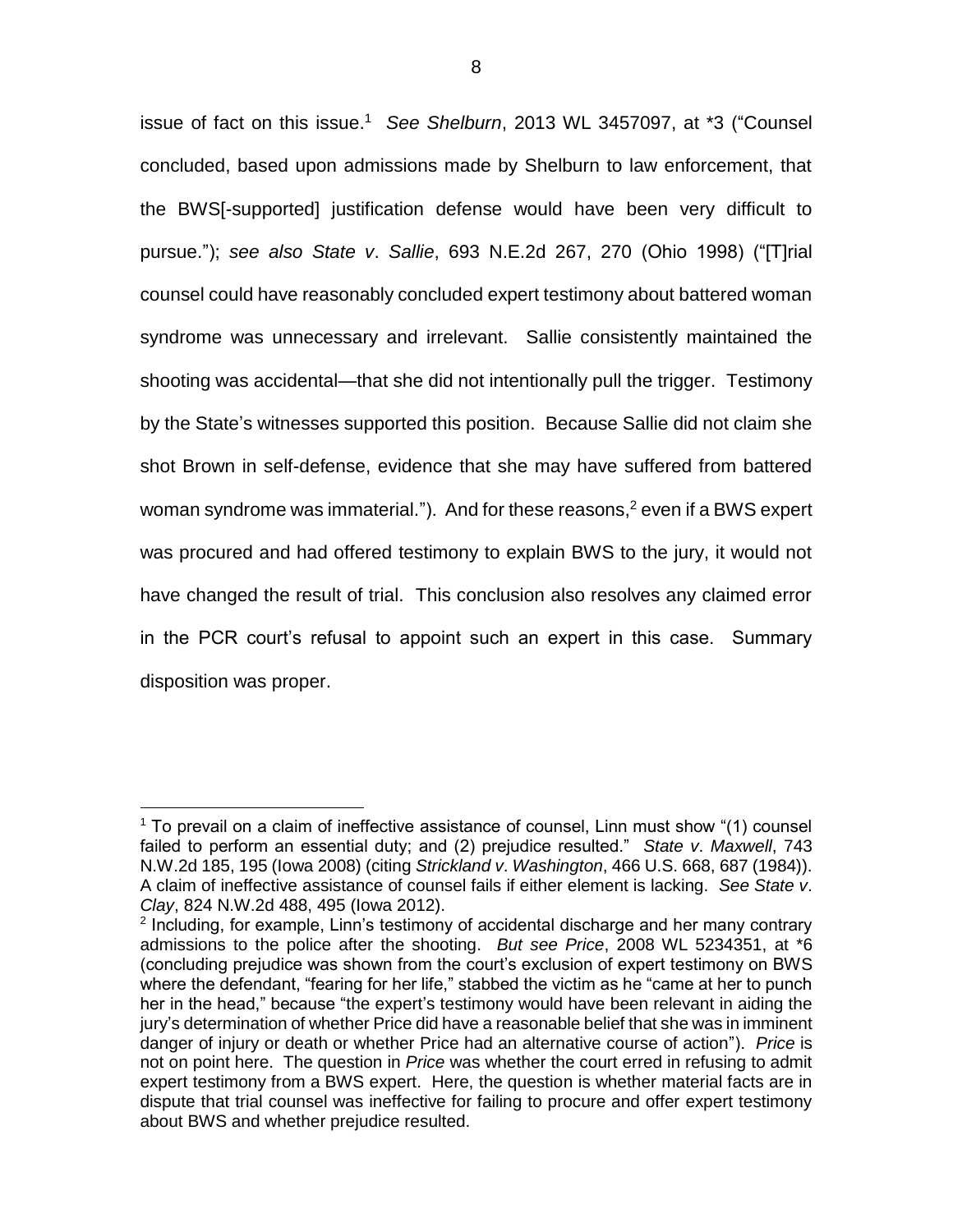issue of fact on this issue.[1] *See Shelburn*, 2013 WL 3457097, at *3 ("Counsel concluded, based upon admissions made by Shelburn to law enforcement, that the BWS[-supported] justification defense would have been very difficult to pursue."); *see also State v. Sallie*, 693 N.E.2d 267, 270 (Ohio 1998) ("[T]rial counsel could have reasonably concluded expert testimony about battered woman syndrome was unnecessary and irrelevant. Sallie consistently maintained the shooting was accidental—that she did not intentionally pull the trigger. Testimony by the State's witnesses supported this position. Because Sallie did not claim she shot Brown in self-defense, evidence that she may have suffered from battered woman syndrome was immaterial."). And for these reasons,[2] even if a BWS expert was procured and had offered testimony to explain BWS to the jury, it would not have changed the result of trial. This conclusion also resolves any claimed error in the PCR court's refusal to appoint such an expert in this case. Summary disposition was proper.

---

[1] To prevail on a claim of ineffective assistance of counsel, Linn must show "(1) counsel failed to perform an essential duty; and (2) prejudice resulted." *State v. Maxwell*, 743 N.W.2d 185, 195 (Iowa 2008) (citing *Strickland v. Washington*, 466 U.S. 668, 687 (1984)). A claim of ineffective assistance of counsel fails if either element is lacking. *See State v. Clay*, 824 N.W.2d 488, 495 (Iowa 2012).

[2] Including, for example, Linn's testimony of accidental discharge and her many contrary admissions to the police after the shooting. *But see Price*, 2008 WL 5234351, at *6 (concluding prejudice was shown from the court's exclusion of expert testimony on BWS where the defendant, "fearing for her life," stabbed the victim as he "came at her to punch her in the head," because "the expert's testimony would have been relevant in aiding the jury's determination of whether Price did have a reasonable belief that she was in imminent danger of injury or death or whether Price had an alternative course of action"). *Price* is not on point here. The question in *Price* was whether the court erred in refusing to admit expert testimony from a BWS expert. Here, the question is whether material facts are in dispute that trial counsel was ineffective for failing to procure and offer expert testimony about BWS and whether prejudice resulted.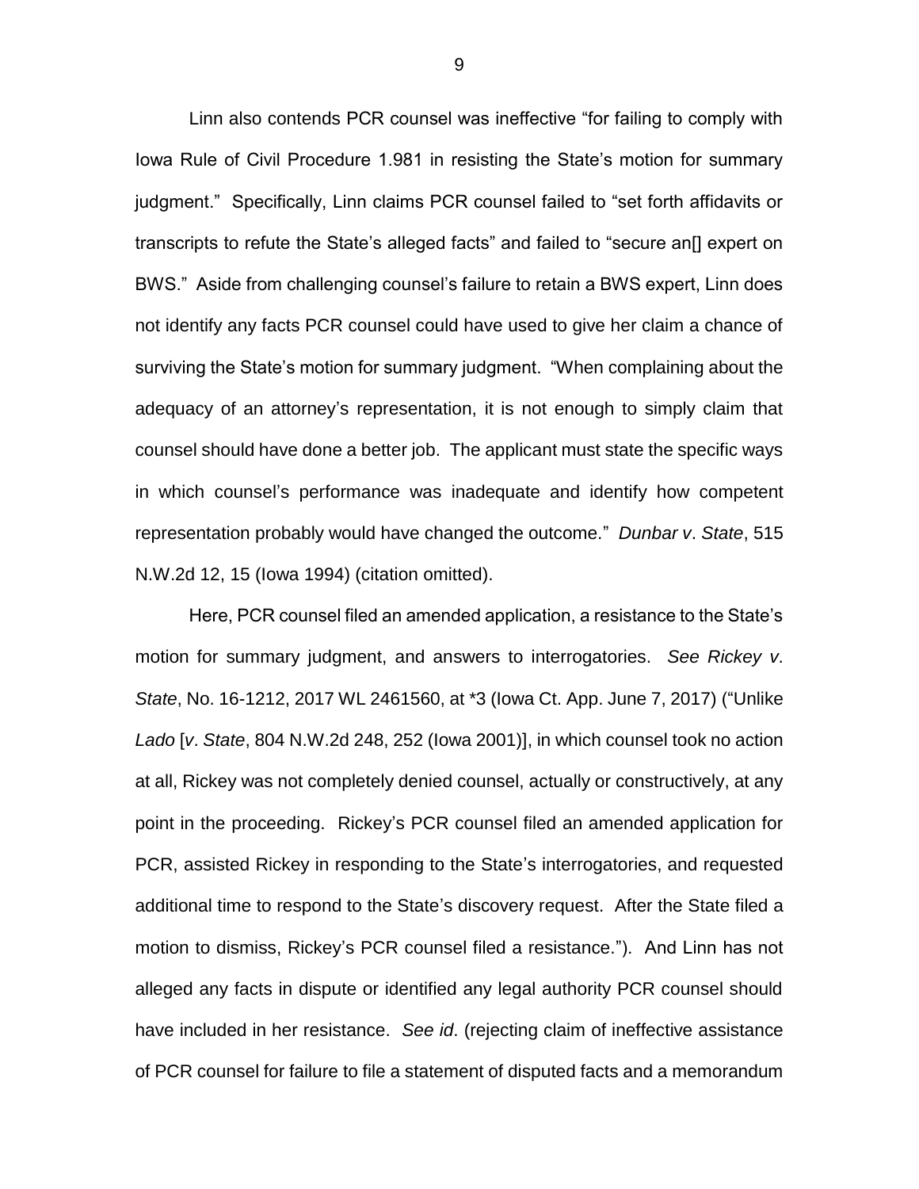Linn also contends PCR counsel was ineffective "for failing to comply with Iowa Rule of Civil Procedure 1.981 in resisting the State's motion for summary judgment." Specifically, Linn claims PCR counsel failed to "set forth affidavits or transcripts to refute the State's alleged facts" and failed to "secure an[] expert on BWS." Aside from challenging counsel's failure to retain a BWS expert, Linn does not identify any facts PCR counsel could have used to give her claim a chance of surviving the State's motion for summary judgment. "When complaining about the adequacy of an attorney's representation, it is not enough to simply claim that counsel should have done a better job. The applicant must state the specific ways in which counsel's performance was inadequate and identify how competent representation probably would have changed the outcome." *Dunbar v. State*, 515 N.W.2d 12, 15 (Iowa 1994) (citation omitted).

Here, PCR counsel filed an amended application, a resistance to the State's motion for summary judgment, and answers to interrogatories. *See Rickey v. State*, No. 16-1212, 2017 WL 2461560, at *3 (Iowa Ct. App. June 7, 2017) ("Unlike *Lado* [*v. State*, 804 N.W.2d 248, 252 (Iowa 2001)], in which counsel took no action at all, Rickey was not completely denied counsel, actually or constructively, at any point in the proceeding. Rickey's PCR counsel filed an amended application for PCR, assisted Rickey in responding to the State's interrogatories, and requested additional time to respond to the State's discovery request. After the State filed a motion to dismiss, Rickey's PCR counsel filed a resistance."). And Linn has not alleged any facts in dispute or identified any legal authority PCR counsel should have included in her resistance. *See id*. (rejecting claim of ineffective assistance of PCR counsel for failure to file a statement of disputed facts and a memorandum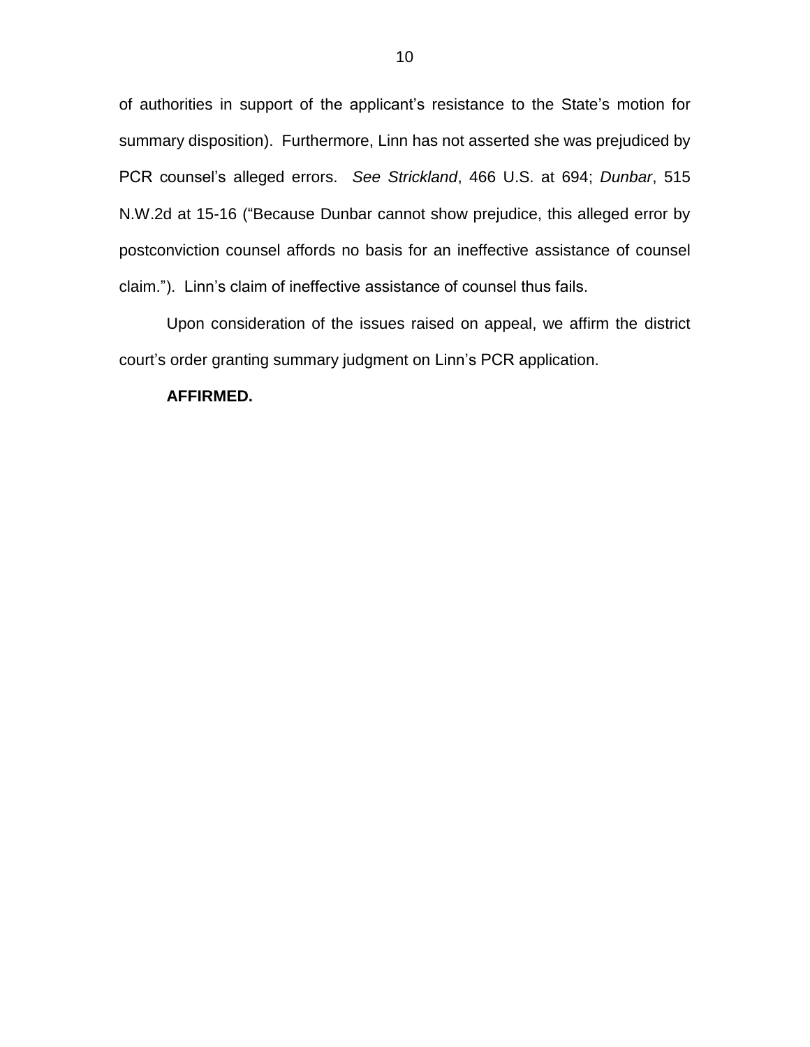of authorities in support of the applicant's resistance to the State's motion for summary disposition). Furthermore, Linn has not asserted she was prejudiced by PCR counsel's alleged errors. *See Strickland*, 466 U.S. at 694; *Dunbar*, 515 N.W.2d at 15-16 ("Because Dunbar cannot show prejudice, this alleged error by postconviction counsel affords no basis for an ineffective assistance of counsel claim."). Linn's claim of ineffective assistance of counsel thus fails.

Upon consideration of the issues raised on appeal, we affirm the district court's order granting summary judgment on Linn's PCR application.

**AFFIRMED.**